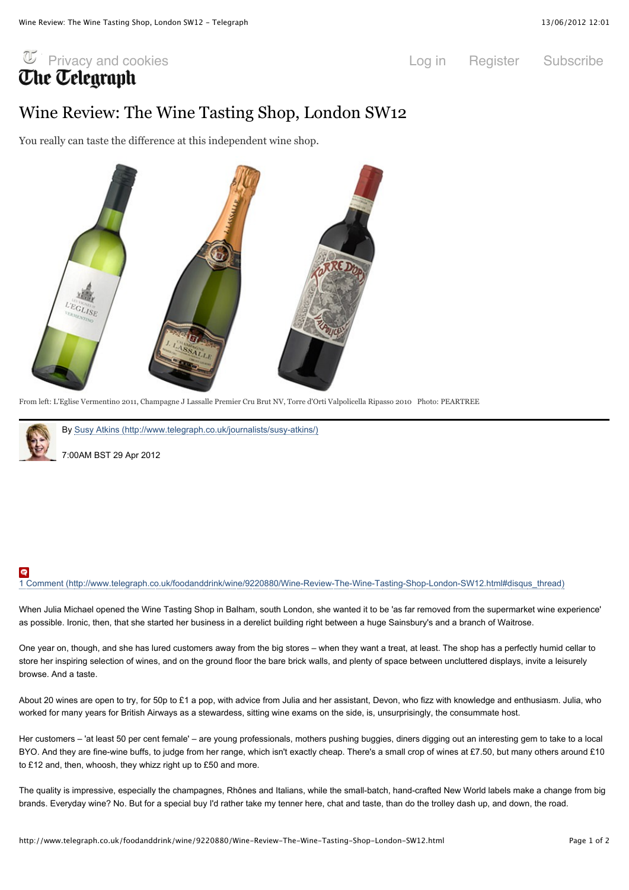# Wine Review: The Wine Tasting Shop, London SW12

You really can taste the difference at this independent wine shop.

From left: L'Eglise Vermentino 2011, Champagne J Lassalle Premier Cru Brut NV, Torre d'Orti Valpolicella Ripasso 2010 Photo: PEARTREE

By Susy Atkins (http://www.telegraph.co.uk/journalists/susy-atkins/)

7:00AM BST 29 Apr 2012

1 Comment (http://www.telegraph.co.uk/foodanddrink/wine/9220880/Wine-Review-The-Wine-Tasting-Shop-London-SW12.html#disqus_thread)

When Julia Michael opened the Wine Tasting Shop in Balham, south London, she wanted it to be 'as far removed from the supermarket wine experience' as possible. Ironic, then, that she started her business in a derelict building right between a huge Sainsbury's and a branch of Waitrose.

One year on, though, and she has lured customers away from the big stores – when they want a treat, at least. The shop has a perfectly humid cellar to store her inspiring selection of wines, and on the ground floor the bare brick walls, and plenty of space between uncluttered displays, invite a leisurely browse. And a taste.

About 20 wines are open to try, for 50p to £1 a pop, with advice from Julia and her assistant, Devon, who fizz with knowledge and enthusiasm. Julia, who worked for many years for British Airways as a stewardess, sitting wine exams on the side, is, unsurprisingly, the consummate host.

Her customers – 'at least 50 per cent female' – are young professionals, mothers pushing buggies, diners digging out an interesting gem to take to a local BYO. And they are fine-wine buffs, to judge from her range, which isn't exactly cheap. There's a small crop of wines at £7.50, but many others around £10 to £12 and, then, whoosh, they whizz right up to £50 and more.

The quality is impressive, especially the champagnes, Rhônes and Italians, while the small-batch, hand-crafted New World labels make a change from big brands. Everyday wine? No. But for a special buy I'd rather take my tenner here, chat and taste, than do the trolley dash up, and down, the road.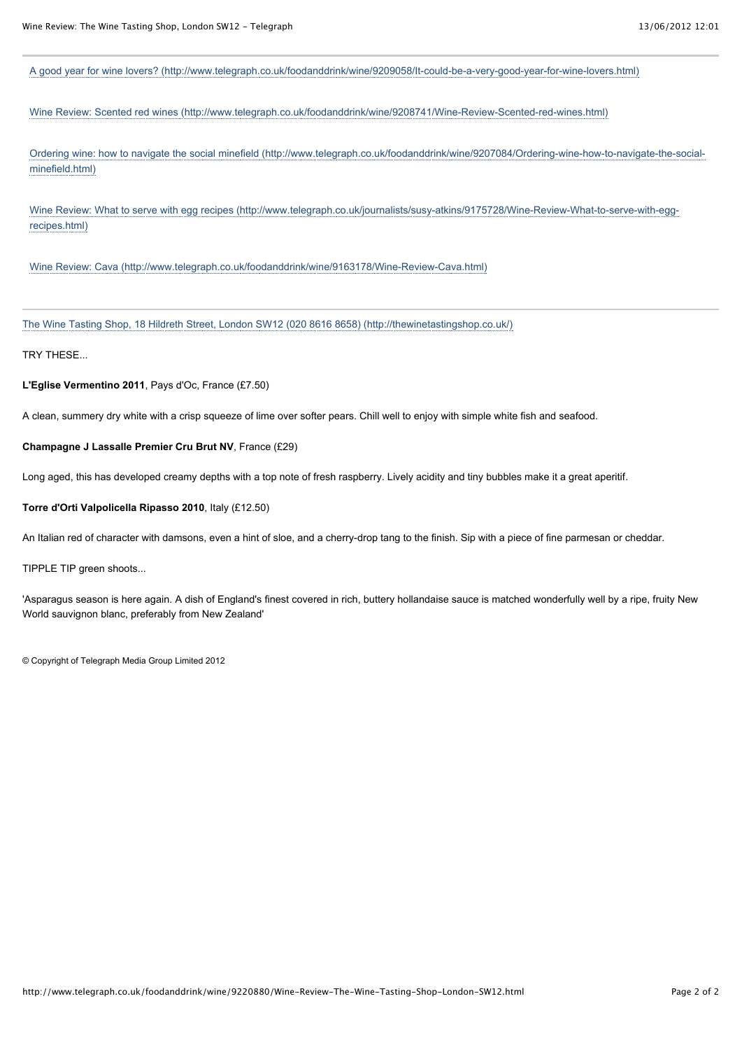A good year for wine lovers? (http://www.telegraph.co.uk/foodanddrink/wine/9209058/It-could-be-a-very-good-year-for-wine-lovers.html)

Wine Review: Scented red wines (http://www.telegraph.co.uk/foodanddrink/wine/9208741/Wine-Review-Scented-red-wines.html)

Ordering wine: how to navigate the social minefield (http://www.telegraph.co.uk/foodanddrink/wine/9207084/Ordering-wine-how-to-navigate-the-social-minefield.html)

Wine Review: What to serve with egg recipes (http://www.telegraph.co.uk/journalists/susy-atkins/9175728/Wine-Review-What-to-serve-with-egg-recipes.html)

Wine Review: Cava (http://www.telegraph.co.uk/foodanddrink/wine/9163178/Wine-Review-Cava.html)

---

The Wine Tasting Shop, 18 Hildreth Street, London SW12 (020 8616 8658) (http://thewinetastingshop.co.uk/)

TRY THESE...

**L'Eglise Vermentino 2011**, Pays d'Oc, France (£7.50)

A clean, summery dry white with a crisp squeeze of lime over softer pears. Chill well to enjoy with simple white fish and seafood.

**Champagne J Lassalle Premier Cru Brut NV**, France (£29)

Long aged, this has developed creamy depths with a top note of fresh raspberry. Lively acidity and tiny bubbles make it a great aperitif.

**Torre d'Orti Valpolicella Ripasso 2010**, Italy (£12.50)

An Italian red of character with damsons, even a hint of sloe, and a cherry-drop tang to the finish. Sip with a piece of fine parmesan or cheddar.

TIPPLE TIP green shoots...

'Asparagus season is here again. A dish of England's finest covered in rich, buttery hollandaise sauce is matched wonderfully well by a ripe, fruity New World sauvignon blanc, preferably from New Zealand'

© Copyright of Telegraph Media Group Limited 2012